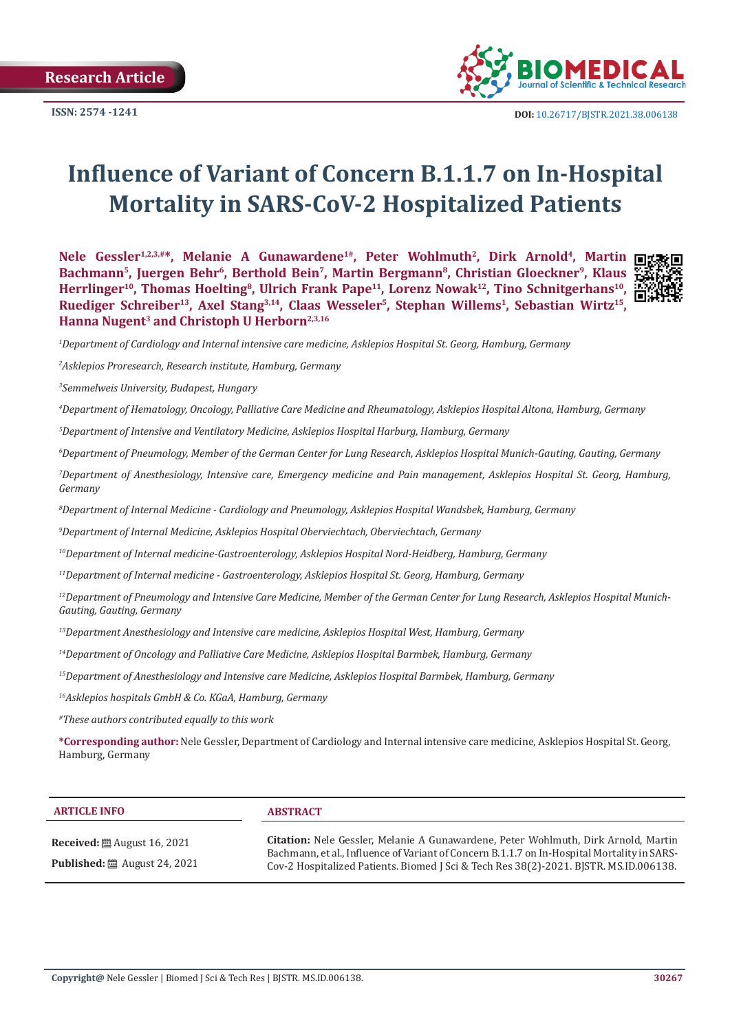Research Article

**ISSN: 2574 -1241**

**DOI:** 10.26717/BJSTR.2021.38.006138

# Influence of Variant of Concern B.1.1.7 on In-Hospital Mortality in SARS-CoV-2 Hospitalized Patients

**Nele Gessler[1,2,3,#*], Melanie A Gunawardene[1#], Peter Wohlmuth[2], Dirk Arnold[4], Martin Bachmann[5], Juergen Behr[6], Berthold Bein[7], Martin Bergmann[8], Christian Gloeckner[9], Klaus Herrlinger[10], Thomas Hoelting[8], Ulrich Frank Pape[11], Lorenz Nowak[12], Tino Schnitgerhans[10], Ruediger Schreiber[13], Axel Stang[3,14], Claas Wesseler[5], Stephan Willems[1], Sebastian Wirtz[15], Hanna Nugent[3] and Christoph U Herborn[2,3,16]**

*[1]Department of Cardiology and Internal intensive care medicine, Asklepios Hospital St. Georg, Hamburg, Germany*

*[2]Asklepios Proresearch, Research institute, Hamburg, Germany*

*[3]Semmelweis University, Budapest, Hungary*

*[4]Department of Hematology, Oncology, Palliative Care Medicine and Rheumatology, Asklepios Hospital Altona, Hamburg, Germany*

*[5]Department of Intensive and Ventilatory Medicine, Asklepios Hospital Harburg, Hamburg, Germany*

*[6]Department of Pneumology, Member of the German Center for Lung Research, Asklepios Hospital Munich-Gauting, Gauting, Germany*

*[7]Department of Anesthesiology, Intensive care, Emergency medicine and Pain management, Asklepios Hospital St. Georg, Hamburg, Germany*

*[8]Department of Internal Medicine - Cardiology and Pneumology, Asklepios Hospital Wandsbek, Hamburg, Germany*

*[9]Department of Internal Medicine, Asklepios Hospital Oberviechtach, Oberviechtach, Germany*

*[10]Department of Internal medicine-Gastroenterology, Asklepios Hospital Nord-Heidberg, Hamburg, Germany*

*[11]Department of Internal medicine - Gastroenterology, Asklepios Hospital St. Georg, Hamburg, Germany*

*[12]Department of Pneumology and Intensive Care Medicine, Member of the German Center for Lung Research, Asklepios Hospital Munich-Gauting, Gauting, Germany*

*[13]Department Anesthesiology and Intensive care medicine, Asklepios Hospital West, Hamburg, Germany*

*[14]Department of Oncology and Palliative Care Medicine, Asklepios Hospital Barmbek, Hamburg, Germany*

*[15]Department of Anesthesiology and Intensive care Medicine, Asklepios Hospital Barmbek, Hamburg, Germany*

*[16]Asklepios hospitals GmbH & Co. KGaA, Hamburg, Germany*

*#These authors contributed equally to this work*

**\*Corresponding author:** Nele Gessler, Department of Cardiology and Internal intensive care medicine, Asklepios Hospital St. Georg, Hamburg, Germany

**ARTICLE INFO**

**Received:** August 16, 2021

**Published:** August 24, 2021

**ABSTRACT**

**Citation:** Nele Gessler, Melanie A Gunawardene, Peter Wohlmuth, Dirk Arnold, Martin Bachmann, et al., Influence of Variant of Concern B.1.1.7 on In-Hospital Mortality in SARS-Cov-2 Hospitalized Patients. Biomed J Sci & Tech Res 38(2)-2021. BJSTR. MS.ID.006138.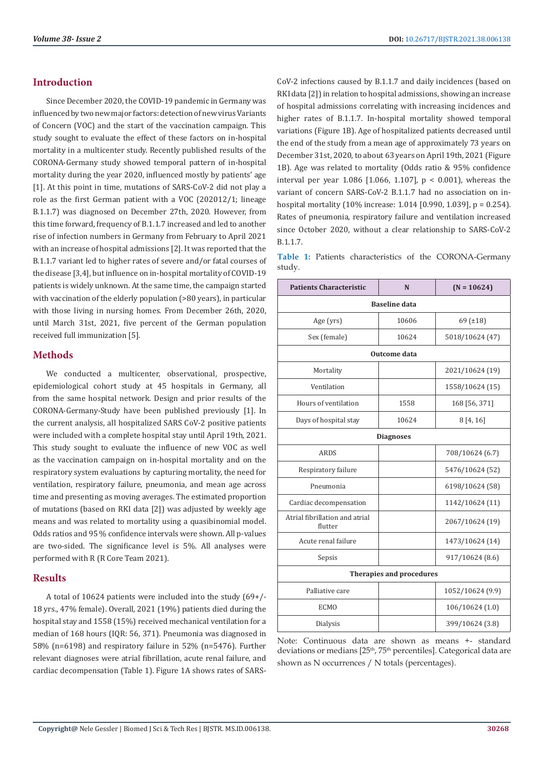## Introduction

Since December 2020, the COVID-19 pandemic in Germany was influenced by two new major factors: detection of new virus Variants of Concern (VOC) and the start of the vaccination campaign. This study sought to evaluate the effect of these factors on in-hospital mortality in a multicenter study. Recently published results of the CORONA-Germany study showed temporal pattern of in-hospital mortality during the year 2020, influenced mostly by patients' age [1]. At this point in time, mutations of SARS-CoV-2 did not play a role as the first German patient with a VOC (202012/1; lineage B.1.1.7) was diagnosed on December 27th, 2020. However, from this time forward, frequency of B.1.1.7 increased and led to another rise of infection numbers in Germany from February to April 2021 with an increase of hospital admissions [2]. It was reported that the B.1.1.7 variant led to higher rates of severe and/or fatal courses of the disease [3,4], but influence on in-hospital mortality of COVID-19 patients is widely unknown. At the same time, the campaign started with vaccination of the elderly population (>80 years), in particular with those living in nursing homes. From December 26th, 2020, until March 31st, 2021, five percent of the German population received full immunization [5].

## Methods

We conducted a multicenter, observational, prospective, epidemiological cohort study at 45 hospitals in Germany, all from the same hospital network. Design and prior results of the CORONA-Germany-Study have been published previously [1]. In the current analysis, all hospitalized SARS CoV-2 positive patients were included with a complete hospital stay until April 19th, 2021. This study sought to evaluate the influence of new VOC as well as the vaccination campaign on in-hospital mortality and on the respiratory system evaluations by capturing mortality, the need for ventilation, respiratory failure, pneumonia, and mean age across time and presenting as moving averages. The estimated proportion of mutations (based on RKI data [2]) was adjusted by weekly age means and was related to mortality using a quasibinomial model. Odds ratios and 95 % confidence intervals were shown. All p-values are two-sided. The significance level is 5%. All analyses were performed with R (R Core Team 2021).

## Results

A total of 10624 patients were included into the study (69+/-18 yrs., 47% female). Overall, 2021 (19%) patients died during the hospital stay and 1558 (15%) received mechanical ventilation for a median of 168 hours (IQR: 56, 371). Pneumonia was diagnosed in 58% (n=6198) and respiratory failure in 52% (n=5476). Further relevant diagnoses were atrial fibrillation, acute renal failure, and cardiac decompensation (Table 1). Figure 1A shows rates of SARS-CoV-2 infections caused by B.1.1.7 and daily incidences (based on RKI data [2]) in relation to hospital admissions, showing an increase of hospital admissions correlating with increasing incidences and higher rates of B.1.1.7. In-hospital mortality showed temporal variations (Figure 1B). Age of hospitalized patients decreased until the end of the study from a mean age of approximately 73 years on December 31st, 2020, to about 63 years on April 19th, 2021 (Figure 1B). Age was related to mortality (Odds ratio & 95% confidence interval per year 1.086 [1.066, 1.107], $p < 0.001$), whereas the variant of concern SARS-CoV-2 B.1.1.7 had no association on in-hospital mortality (10% increase: 1.014 [0.990, 1.039], $p = 0.254$). Rates of pneumonia, respiratory failure and ventilation increased since October 2020, without a clear relationship to SARS-CoV-2 B.1.1.7.

**Table 1:** Patients characteristics of the CORONA-Germany study.

| Patients Characteristic | N | (N = 10624) |
|---|---|---|
| **Baseline data** | | |
| Age (yrs) | 10606 | 69 (±18) |
| Sex (female) | 10624 | 5018/10624 (47) |
| **Outcome data** | | |
| Mortality | | 2021/10624 (19) |
| Ventilation | | 1558/10624 (15) |
| Hours of ventilation | 1558 | 168 [56, 371] |
| Days of hospital stay | 10624 | 8 [4, 16] |
| **Diagnoses** | | |
| ARDS | | 708/10624 (6.7) |
| Respiratory failure | | 5476/10624 (52) |
| Pneumonia | | 6198/10624 (58) |
| Cardiac decompensation | | 1142/10624 (11) |
| Atrial fibrillation and atrial flutter | | 2067/10624 (19) |
| Acute renal failure | | 1473/10624 (14) |
| Sepsis | | 917/10624 (8.6) |
| **Therapies and procedures** | | |
| Palliative care | | 1052/10624 (9.9) |
| ECMO | | 106/10624 (1.0) |
| Dialysis | | 399/10624 (3.8) |

Note: Continuous data are shown as means +- standard deviations or medians [25th, 75th percentiles]. Categorical data are shown as N occurrences / N totals (percentages).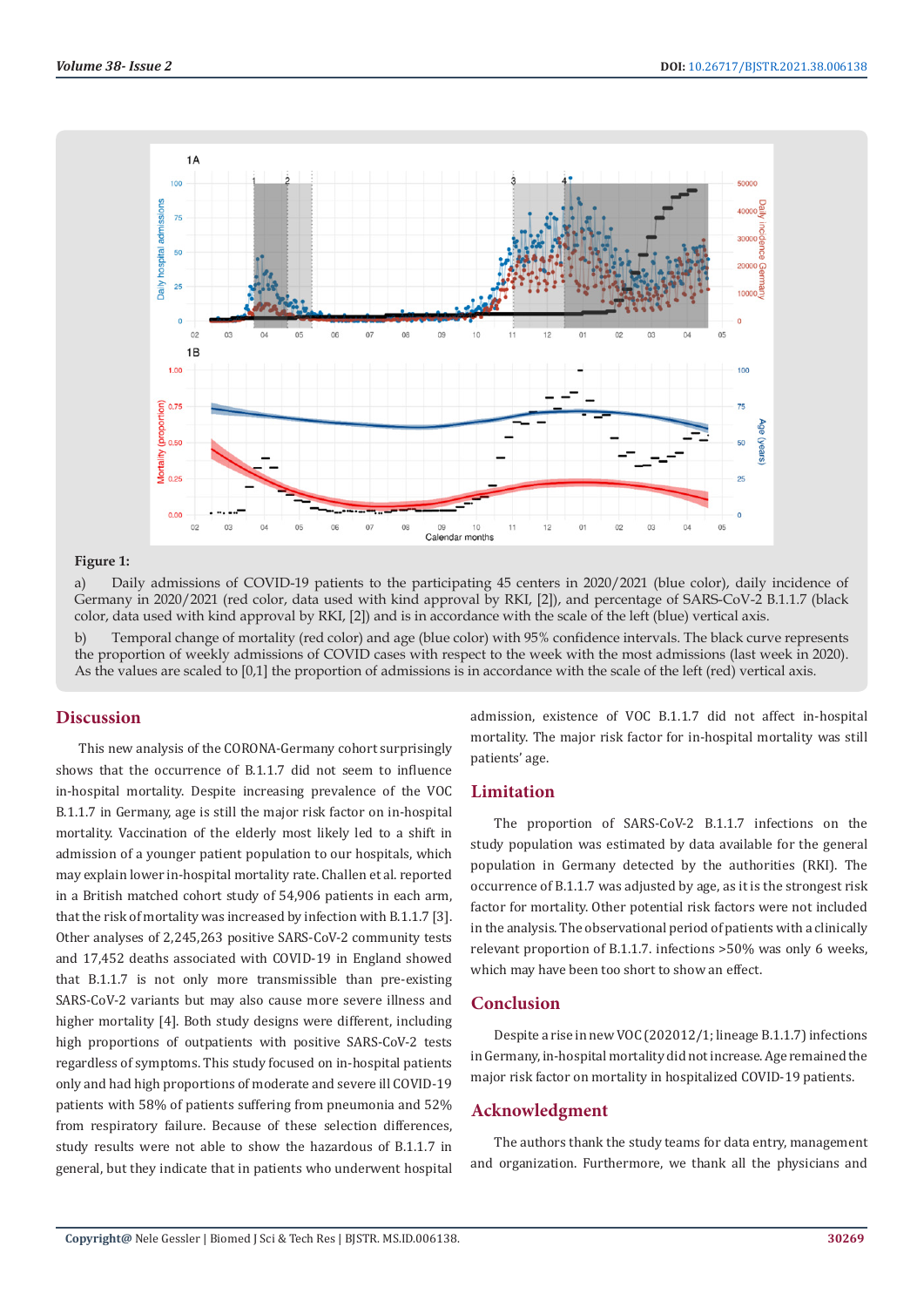**Figure 1:**

a) Daily admissions of COVID-19 patients to the participating 45 centers in 2020/2021 (blue color), daily incidence of Germany in 2020/2021 (red color, data used with kind approval by RKI, [2]), and percentage of SARS-CoV-2 B.1.1.7 (black color, data used with kind approval by RKI, [2]) and is in accordance with the scale of the left (blue) vertical axis.

b) Temporal change of mortality (red color) and age (blue color) with 95% confidence intervals. The black curve represents the proportion of weekly admissions of COVID cases with respect to the week with the most admissions (last week in 2020). As the values are scaled to [0,1] the proportion of admissions is in accordance with the scale of the left (red) vertical axis.

## Discussion

This new analysis of the CORONA-Germany cohort surprisingly shows that the occurrence of B.1.1.7 did not seem to influence in-hospital mortality. Despite increasing prevalence of the VOC B.1.1.7 in Germany, age is still the major risk factor on in-hospital mortality. Vaccination of the elderly most likely led to a shift in admission of a younger patient population to our hospitals, which may explain lower in-hospital mortality rate. Challen et al. reported in a British matched cohort study of 54,906 patients in each arm, that the risk of mortality was increased by infection with B.1.1.7 [3]. Other analyses of 2,245,263 positive SARS-CoV-2 community tests and 17,452 deaths associated with COVID-19 in England showed that B.1.1.7 is not only more transmissible than pre-existing SARS-CoV-2 variants but may also cause more severe illness and higher mortality [4]. Both study designs were different, including high proportions of outpatients with positive SARS-CoV-2 tests regardless of symptoms. This study focused on in-hospital patients only and had high proportions of moderate and severe ill COVID-19 patients with 58% of patients suffering from pneumonia and 52% from respiratory failure. Because of these selection differences, study results were not able to show the hazardous of B.1.1.7 in general, but they indicate that in patients who underwent hospital admission, existence of VOC B.1.1.7 did not affect in-hospital mortality. The major risk factor for in-hospital mortality was still patients' age.

## Limitation

The proportion of SARS-CoV-2 B.1.1.7 infections on the study population was estimated by data available for the general population in Germany detected by the authorities (RKI). The occurrence of B.1.1.7 was adjusted by age, as it is the strongest risk factor for mortality. Other potential risk factors were not included in the analysis. The observational period of patients with a clinically relevant proportion of B.1.1.7. infections >50% was only 6 weeks, which may have been too short to show an effect.

## Conclusion

Despite a rise in new VOC (202012/1; lineage B.1.1.7) infections in Germany, in-hospital mortality did not increase. Age remained the major risk factor on mortality in hospitalized COVID-19 patients.

## Acknowledgment

The authors thank the study teams for data entry, management and organization. Furthermore, we thank all the physicians and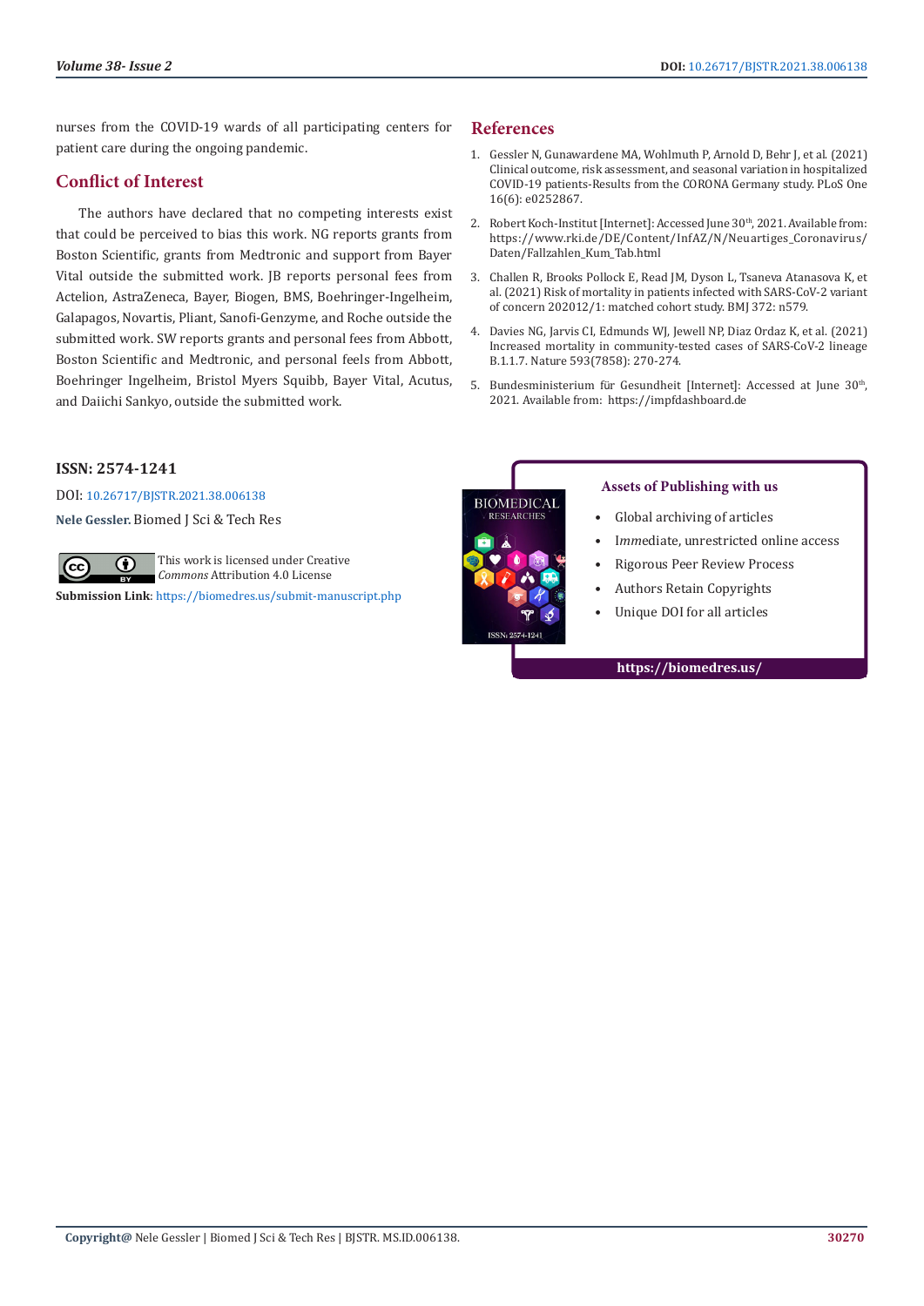nurses from the COVID-19 wards of all participating centers for patient care during the ongoing pandemic.

## Conflict of Interest

The authors have declared that no competing interests exist that could be perceived to bias this work. NG reports grants from Boston Scientific, grants from Medtronic and support from Bayer Vital outside the submitted work. JB reports personal fees from Actelion, AstraZeneca, Bayer, Biogen, BMS, Boehringer-Ingelheim, Galapagos, Novartis, Pliant, Sanofi-Genzyme, and Roche outside the submitted work. SW reports grants and personal fees from Abbott, Boston Scientific and Medtronic, and personal feels from Abbott, Boehringer Ingelheim, Bristol Myers Squibb, Bayer Vital, Acutus, and Daiichi Sankyo, outside the submitted work.

## References

1. Gessler N, Gunawardene MA, Wohlmuth P, Arnold D, Behr J, et al. (2021) Clinical outcome, risk assessment, and seasonal variation in hospitalized COVID-19 patients-Results from the CORONA Germany study. PLoS One 16(6): e0252867.
2. Robert Koch-Institut [Internet]: Accessed June 30th, 2021. Available from: https://www.rki.de/DE/Content/InfAZ/N/Neuartiges_Coronavirus/Daten/Fallzahlen_Kum_Tab.html
3. Challen R, Brooks Pollock E, Read JM, Dyson L, Tsaneva Atanasova K, et al. (2021) Risk of mortality in patients infected with SARS-CoV-2 variant of concern 202012/1: matched cohort study. BMJ 372: n579.
4. Davies NG, Jarvis CI, Edmunds WJ, Jewell NP, Diaz Ordaz K, et al. (2021) Increased mortality in community-tested cases of SARS-CoV-2 lineage B.1.1.7. Nature 593(7858): 270-274.
5. Bundesministerium für Gesundheit [Internet]: Accessed at June 30th, 2021. Available from: https://impfdashboard.de

**ISSN: 2574-1241**

DOI: 10.26717/BJSTR.2021.38.006138

**Nele Gessler.** Biomed J Sci & Tech Res

This work is licensed under Creative *Commons* Attribution 4.0 License

**Submission Link**: https://biomedres.us/submit-manuscript.php

**Assets of Publishing with us**

- Global archiving of articles
- Immediate, unrestricted online access
- Rigorous Peer Review Process
- Authors Retain Copyrights
- Unique DOI for all articles

**https://biomedres.us/**